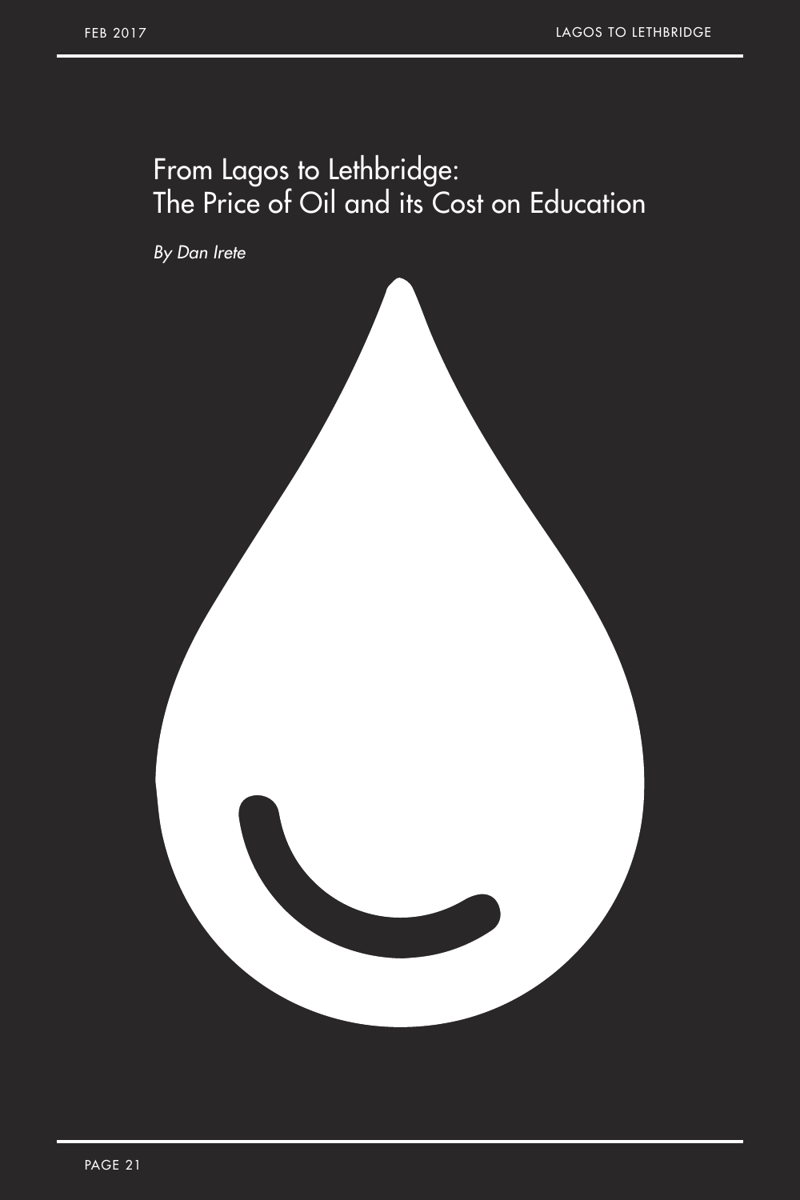# From Lagos to Lethbridge: The Price of Oil and its Cost on Education

*By Dan Irete*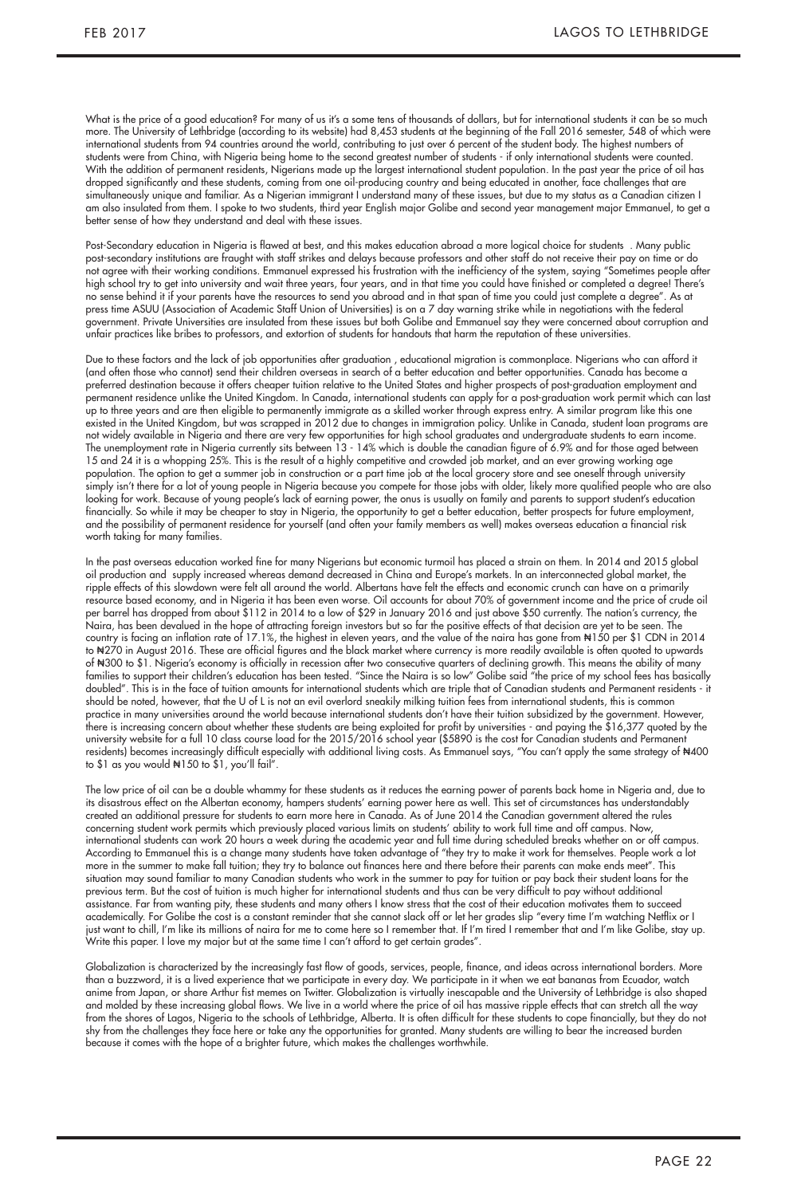What is the price of a good education? For many of us it's a some tens of thousands of dollars, but for international students it can be so much more. The University of Lethbridge (according to its website) had 8,453 students at the beginning of the Fall 2016 semester, 548 of which were international students from 94 countries around the world, contributing to just over 6 percent of the student body. The highest numbers of students were from China, with Nigeria being home to the second greatest number of students - if only international students were counted. With the addition of permanent residents, Nigerians made up the largest international student population. In the past year the price of oil has dropped significantly and these students, coming from one oil-producing country and being educated in another, face challenges that are simultaneously unique and familiar. As a Nigerian immigrant I understand many of these issues, but due to my status as a Canadian citizen I am also insulated from them. I spoke to two students, third year English major Golibe and second year management major Emmanuel, to get a better sense of how they understand and deal with these issues.

Post-Secondary education in Nigeria is flawed at best, and this makes education abroad a more logical choice for students . Many public post-secondary institutions are fraught with staff strikes and delays because professors and other staff do not receive their pay on time or do not agree with their working conditions. Emmanuel expressed his frustration with the inefficiency of the system, saying "Sometimes people after high school try to get into university and wait three years, four years, and in that time you could have finished or completed a degree! There's no sense behind it if your parents have the resources to send you abroad and in that span of time you could just complete a degree". As at press time ASUU (Association of Academic Staff Union of Universities) is on a 7 day warning strike while in negotiations with the federal government. Private Universities are insulated from these issues but both Golibe and Emmanuel say they were concerned about corruption and unfair practices like bribes to professors, and extortion of students for handouts that harm the reputation of these universities.

Due to these factors and the lack of job opportunities after graduation , educational migration is commonplace. Nigerians who can afford it (and often those who cannot) send their children overseas in search of a better education and better opportunities. Canada has become a preferred destination because it offers cheaper tuition relative to the United States and higher prospects of post-graduation employment and permanent residence unlike the United Kingdom. In Canada, international students can apply for a post-graduation work permit which can last up to three years and are then eligible to permanently immigrate as a skilled worker through express entry. A similar program like this one existed in the United Kingdom, but was scrapped in 2012 due to changes in immigration policy. Unlike in Canada, student loan programs are not widely available in Nigeria and there are very few opportunities for high school graduates and undergraduate students to earn income. The unemployment rate in Nigeria currently sits between 13 - 14% which is double the canadian figure of 6.9% and for those aged between 15 and 24 it is a whopping 25%. This is the result of a highly competitive and crowded job market, and an ever growing working age population. The option to get a summer job in construction or a part time job at the local grocery store and see oneself through university simply isn't there for a lot of young people in Nigeria because you compete for those jobs with older, likely more qualified people who are also looking for work. Because of young people's lack of earning power, the onus is usually on family and parents to support student's education financially. So while it may be cheaper to stay in Nigeria, the opportunity to get a better education, better prospects for future employment, and the possibility of permanent residence for yourself (and often your family members as well) makes overseas education a financial risk worth taking for many families.

In the past overseas education worked fine for many Nigerians but economic turmoil has placed a strain on them. In 2014 and 2015 global oil production and supply increased whereas demand decreased in China and Europe's markets. In an interconnected global market, the ripple effects of this slowdown were felt all around the world. Albertans have felt the effects and economic crunch can have on a primarily resource based economy, and in Nigeria it has been even worse. Oil accounts for about 70% of government income and the price of crude oil per barrel has dropped from about $112 in 2014 to a low of $29 in January 2016 and just above $50 currently. The nation's currency, the Naira, has been devalued in the hope of attracting foreign investors but so far the positive effects of that decision are yet to be seen. The country is facing an inflation rate of 17.1%, the highest in eleven years, and the value of the naira has gone from ₦150 per $1 CDN in 2014 to ₦270 in August 2016. These are official figures and the black market where currency is more readily available is often quoted to upwards of ₦300 to $1. Nigeria's economy is officially in recession after two consecutive quarters of declining growth. This means the ability of many families to support their children's education has been tested. "Since the Naira is so low" Golibe said "the price of my school fees has basically doubled". This is in the face of tuition amounts for international students which are triple that of Canadian students and Permanent residents - it should be noted, however, that the U of L is not an evil overlord sneakily milking tuition fees from international students, this is common practice in many universities around the world because international students don't have their tuition subsidized by the government. However, there is increasing concern about whether these students are being exploited for profit by universities - and paying the $16,377 quoted by the university website for a full 10 class course load for the 2015/2016 school year ($5890 is the cost for Canadian students and Permanent residents) becomes increasingly difficult especially with additional living costs. As Emmanuel says, "You can't apply the same strategy of ₦400 to $1 as you would ₦150 to $1, you'll fail".

The low price of oil can be a double whammy for these students as it reduces the earning power of parents back home in Nigeria and, due to its disastrous effect on the Albertan economy, hampers students' earning power here as well. This set of circumstances has understandably created an additional pressure for students to earn more here in Canada. As of June 2014 the Canadian government altered the rules concerning student work permits which previously placed various limits on students' ability to work full time and off campus. Now, international students can work 20 hours a week during the academic year and full time during scheduled breaks whether on or off campus. According to Emmanuel this is a change many students have taken advantage of "they try to make it work for themselves. People work a lot more in the summer to make fall tuition; they try to balance out finances here and there before their parents can make ends meet". This situation may sound familiar to many Canadian students who work in the summer to pay for tuition or pay back their student loans for the previous term. But the cost of tuition is much higher for international students and thus can be very difficult to pay without additional assistance. Far from wanting pity, these students and many others I know stress that the cost of their education motivates them to succeed academically. For Golibe the cost is a constant reminder that she cannot slack off or let her grades slip "every time I'm watching Netflix or I just want to chill, I'm like its millions of naira for me to come here so I remember that. If I'm tired I remember that and I'm like Golibe, stay up. Write this paper. I love my major but at the same time I can't afford to get certain grades".

Globalization is characterized by the increasingly fast flow of goods, services, people, finance, and ideas across international borders. More than a buzzword, it is a lived experience that we participate in every day. We participate in it when we eat bananas from Ecuador, watch anime from Japan, or share Arthur fist memes on Twitter. Globalization is virtually inescapable and the University of Lethbridge is also shaped and molded by these increasing global flows. We live in a world where the price of oil has massive ripple effects that can stretch all the way from the shores of Lagos, Nigeria to the schools of Lethbridge, Alberta. It is often difficult for these students to cope financially, but they do not shy from the challenges they face here or take any the opportunities for granted. Many students are willing to bear the increased burden because it comes with the hope of a brighter future, which makes the challenges worthwhile.